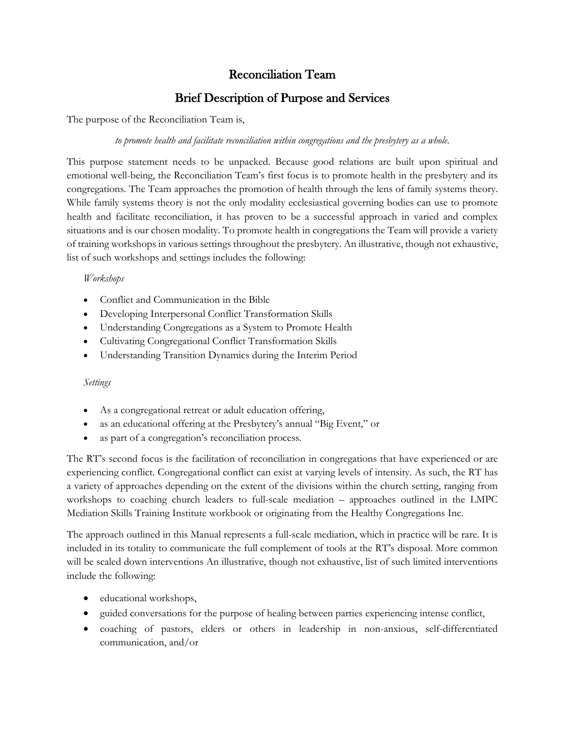# Reconciliation Team

## Brief Description of Purpose and Services

The purpose of the Reconciliation Team is,

*to promote health and facilitate reconciliation within congregations and the presbytery as a whole.*

This purpose statement needs to be unpacked. Because good relations are built upon spiritual and emotional well-being, the Reconciliation Team's first focus is to promote health in the presbytery and its congregations. The Team approaches the promotion of health through the lens of family systems theory. While family systems theory is not the only modality ecclesiastical governing bodies can use to promote health and facilitate reconciliation, it has proven to be a successful approach in varied and complex situations and is our chosen modality. To promote health in congregations the Team will provide a variety of training workshops in various settings throughout the presbytery. An illustrative, though not exhaustive, list of such workshops and settings includes the following:

*Workshops*

- Conflict and Communication in the Bible
- Developing Interpersonal Conflict Transformation Skills
- Understanding Congregations as a System to Promote Health
- Cultivating Congregational Conflict Transformation Skills
- Understanding Transition Dynamics during the Interim Period

*Settings*

- As a congregational retreat or adult education offering,
- as an educational offering at the Presbytery's annual "Big Event," or
- as part of a congregation's reconciliation process.

The RT's second focus is the facilitation of reconciliation in congregations that have experienced or are experiencing conflict. Congregational conflict can exist at varying levels of intensity. As such, the RT has a variety of approaches depending on the extent of the divisions within the church setting, ranging from workshops to coaching church leaders to full-scale mediation – approaches outlined in the LMPC Mediation Skills Training Institute workbook or originating from the Healthy Congregations Inc.

The approach outlined in this Manual represents a full-scale mediation, which in practice will be rare. It is included in its totality to communicate the full complement of tools at the RT's disposal. More common will be scaled down interventions An illustrative, though not exhaustive, list of such limited interventions include the following:

- educational workshops,
- guided conversations for the purpose of healing between parties experiencing intense conflict,
- coaching of pastors, elders or others in leadership in non-anxious, self-differentiated communication, and/or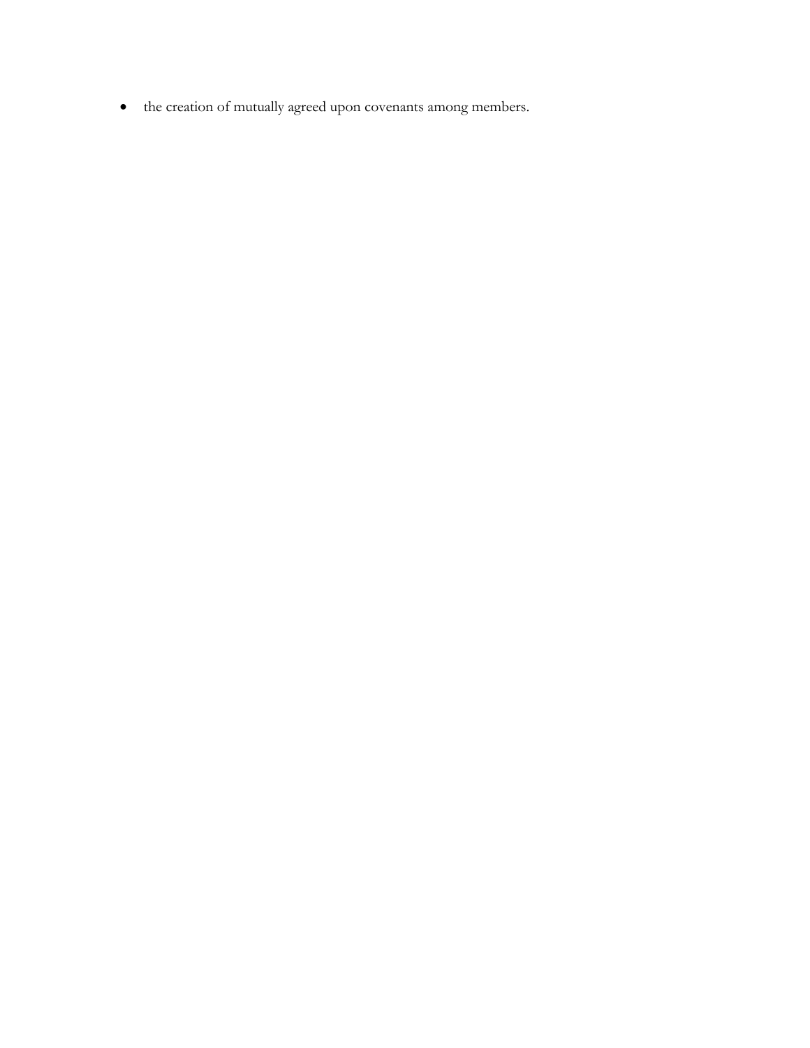- the creation of mutually agreed upon covenants among members.